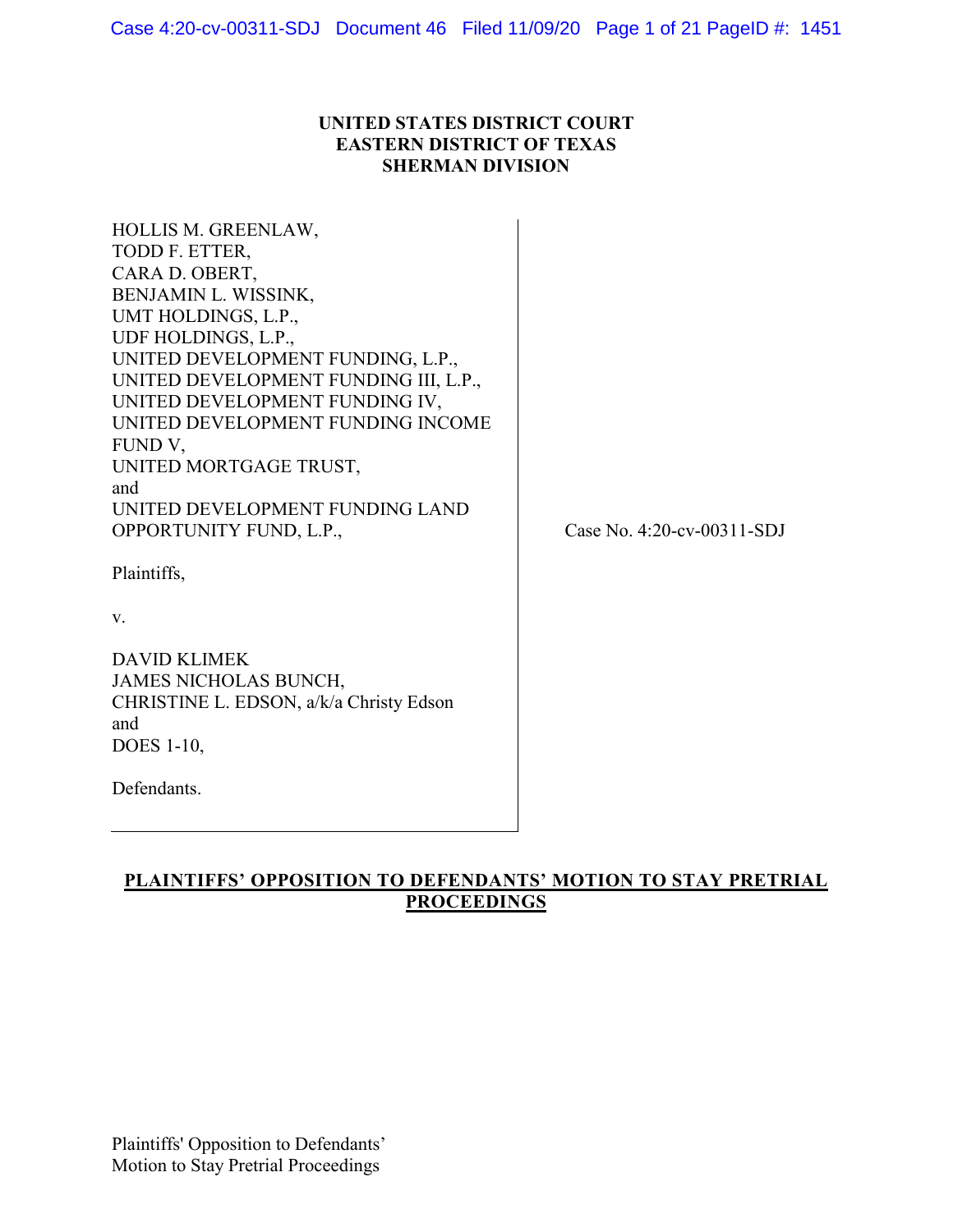**UNITED STATES DISTRICT COURT**
**EASTERN DISTRICT OF TEXAS**
**SHERMAN DIVISION**

HOLLIS M. GREENLAW,
TODD F. ETTER,
CARA D. OBERT,
BENJAMIN L. WISSINK,
UMT HOLDINGS, L.P.,
UDF HOLDINGS, L.P.,
UNITED DEVELOPMENT FUNDING, L.P.,
UNITED DEVELOPMENT FUNDING III, L.P.,
UNITED DEVELOPMENT FUNDING IV,
UNITED DEVELOPMENT FUNDING INCOME FUND V,
UNITED MORTGAGE TRUST,
and
UNITED DEVELOPMENT FUNDING LAND OPPORTUNITY FUND, L.P.,

Plaintiffs,

v.

DAVID KLIMEK
JAMES NICHOLAS BUNCH,
CHRISTINE L. EDSON, a/k/a Christy Edson
and
DOES 1-10,

Defendants.

Case No. 4:20-cv-00311-SDJ

**PLAINTIFFS' OPPOSITION TO DEFENDANTS' MOTION TO STAY PRETRIAL PROCEEDINGS**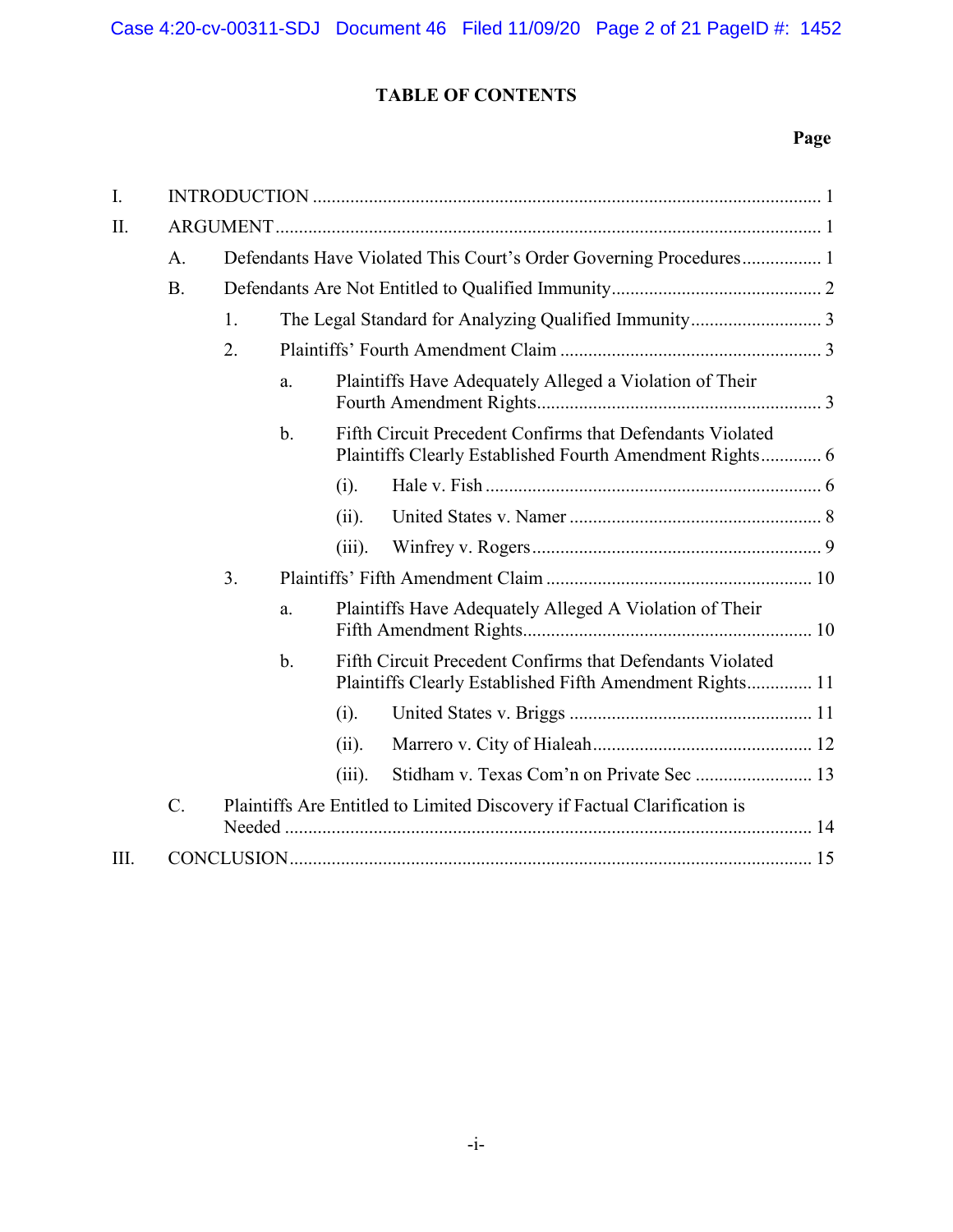## TABLE OF CONTENTS

**Page**

I. INTRODUCTION ........................................................................................................ 1

II. ARGUMENT ................................................................................................................ 1

- A. Defendants Have Violated This Court's Order Governing Procedures ................. 1
- B. Defendants Are Not Entitled to Qualified Immunity ............................................ 2
  - 1. The Legal Standard for Analyzing Qualified Immunity ........................... 3
  - 2. Plaintiffs' Fourth Amendment Claim ....................................................... 3
    - a. Plaintiffs Have Adequately Alleged a Violation of Their Fourth Amendment Rights ............................................................ 3
    - b. Fifth Circuit Precedent Confirms that Defendants Violated Plaintiffs Clearly Established Fourth Amendment Rights ............ 6
      - (i). Hale v. Fish ....................................................................... 6
      - (ii). United States v. Namer ..................................................... 8
      - (iii). Winfrey v. Rogers ............................................................. 9
  - 3. Plaintiffs' Fifth Amendment Claim ........................................................ 10
    - a. Plaintiffs Have Adequately Alleged A Violation of Their Fifth Amendment Rights ............................................................ 10
    - b. Fifth Circuit Precedent Confirms that Defendants Violated Plaintiffs Clearly Established Fifth Amendment Rights ............. 11
      - (i). United States v. Briggs ................................................... 11
      - (ii). Marrero v. City of Hialeah .............................................. 12
      - (iii). Stidham v. Texas Com'n on Private Sec ......................... 13
- C. Plaintiffs Are Entitled to Limited Discovery if Factual Clarification is Needed ................................................................................................................ 14

III. CONCLUSION ............................................................................................................ 15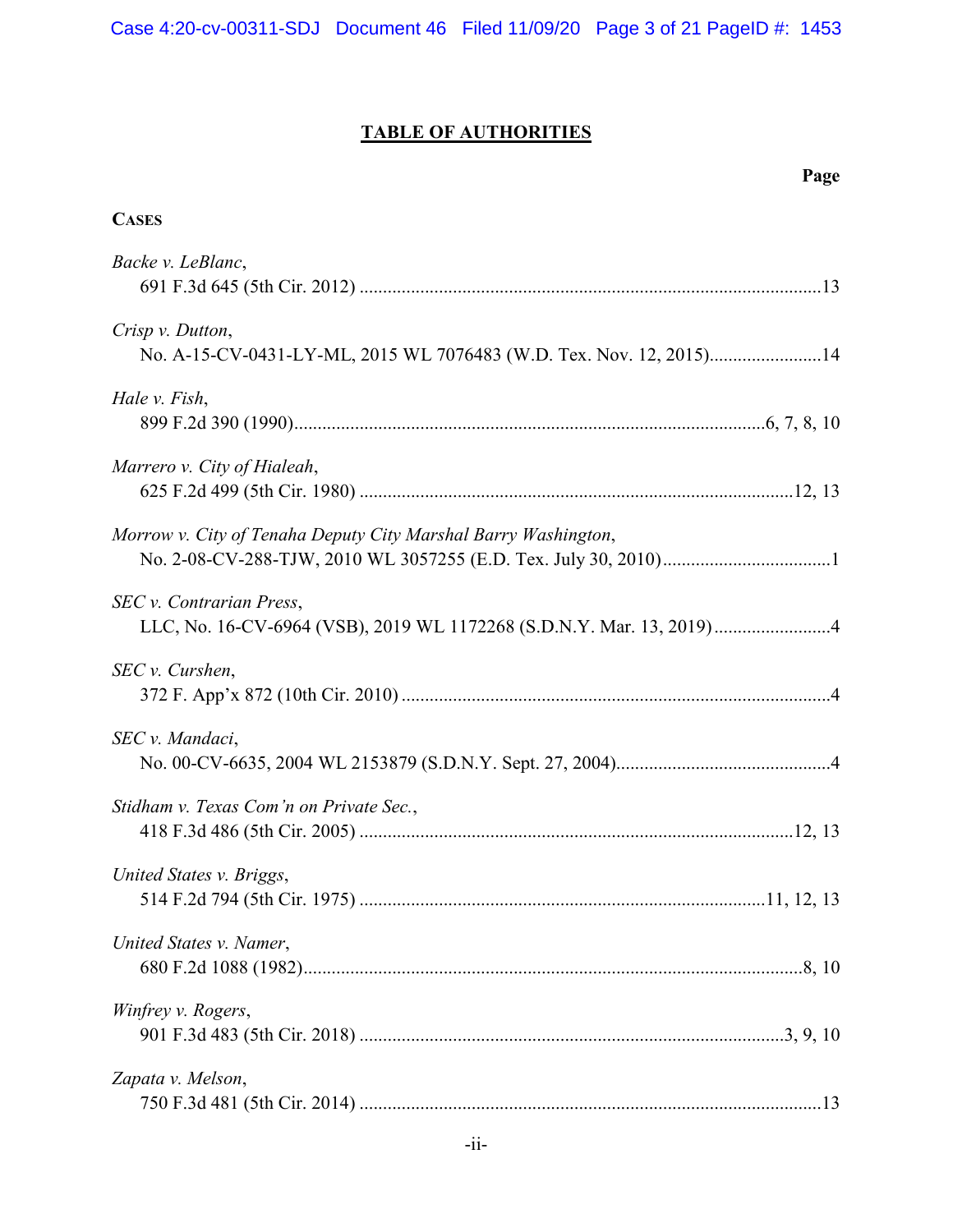# TABLE OF AUTHORITIES

**Page**

**CASES**

*Backe v. LeBlanc*,
691 F.3d 645 (5th Cir. 2012) ....................................................................................................13

*Crisp v. Dutton*,
No. A-15-CV-0431-LY-ML, 2015 WL 7076483 (W.D. Tex. Nov. 12, 2015)........................14

*Hale v. Fish*,
899 F.2d 390 (1990)....................................................................................................6, 7, 8, 10

*Marrero v. City of Hialeah*,
625 F.2d 499 (5th Cir. 1980) ............................................................................................12, 13

*Morrow v. City of Tenaha Deputy City Marshal Barry Washington*,
No. 2-08-CV-288-TJW, 2010 WL 3057255 (E.D. Tex. July 30, 2010)....................................1

*SEC v. Contrarian Press*,
LLC, No. 16-CV-6964 (VSB), 2019 WL 1172268 (S.D.N.Y. Mar. 13, 2019).........................4

*SEC v. Curshen*,
372 F. App'x 872 (10th Cir. 2010) ............................................................................................4

*SEC v. Mandaci*,
No. 00-CV-6635, 2004 WL 2153879 (S.D.N.Y. Sept. 27, 2004)..............................................4

*Stidham v. Texas Com'n on Private Sec.*,
418 F.3d 486 (5th Cir. 2005) ............................................................................................12, 13

*United States v. Briggs*,
514 F.2d 794 (5th Cir. 1975) .......................................................................................11, 12, 13

*United States v. Namer*,
680 F.2d 1088 (1982)...........................................................................................................8, 10

*Winfrey v. Rogers*,
901 F.3d 483 (5th Cir. 2018) ...........................................................................................3, 9, 10

*Zapata v. Melson*,
750 F.3d 481 (5th Cir. 2014) ....................................................................................................13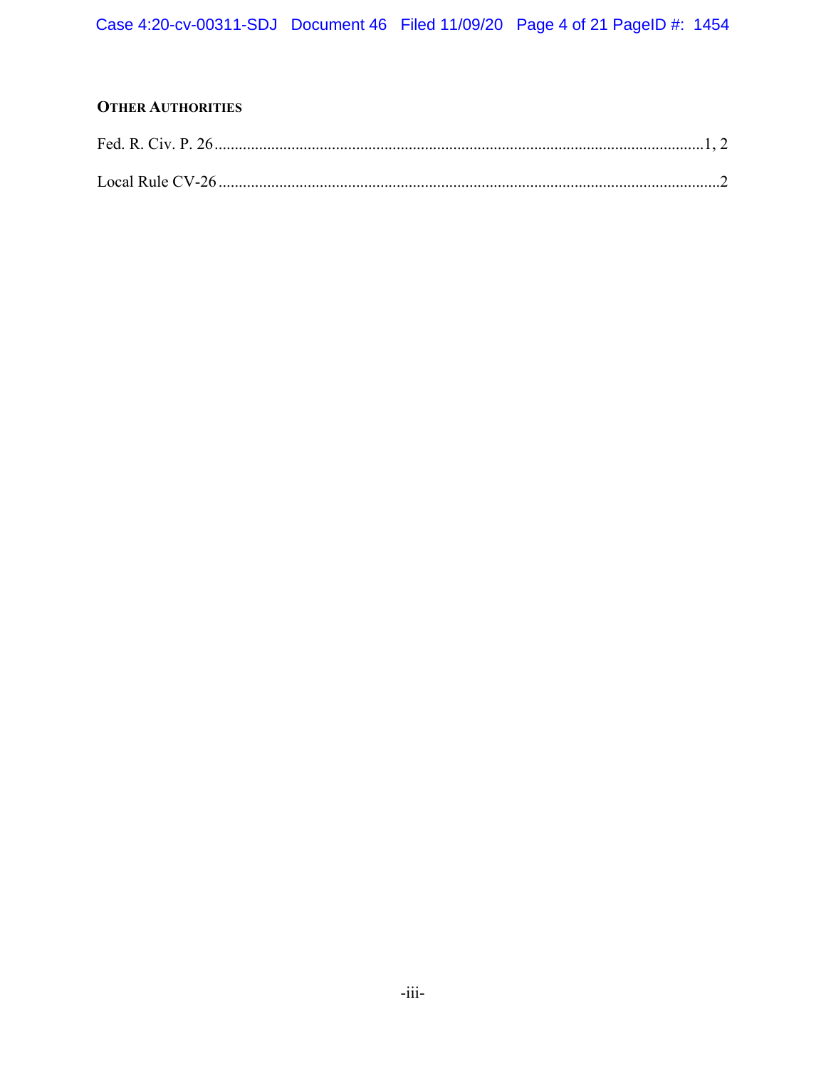**OTHER AUTHORITIES**

Fed. R. Civ. P. 26 .......................................................................................................................1, 2

Local Rule CV-26 ..........................................................................................................................2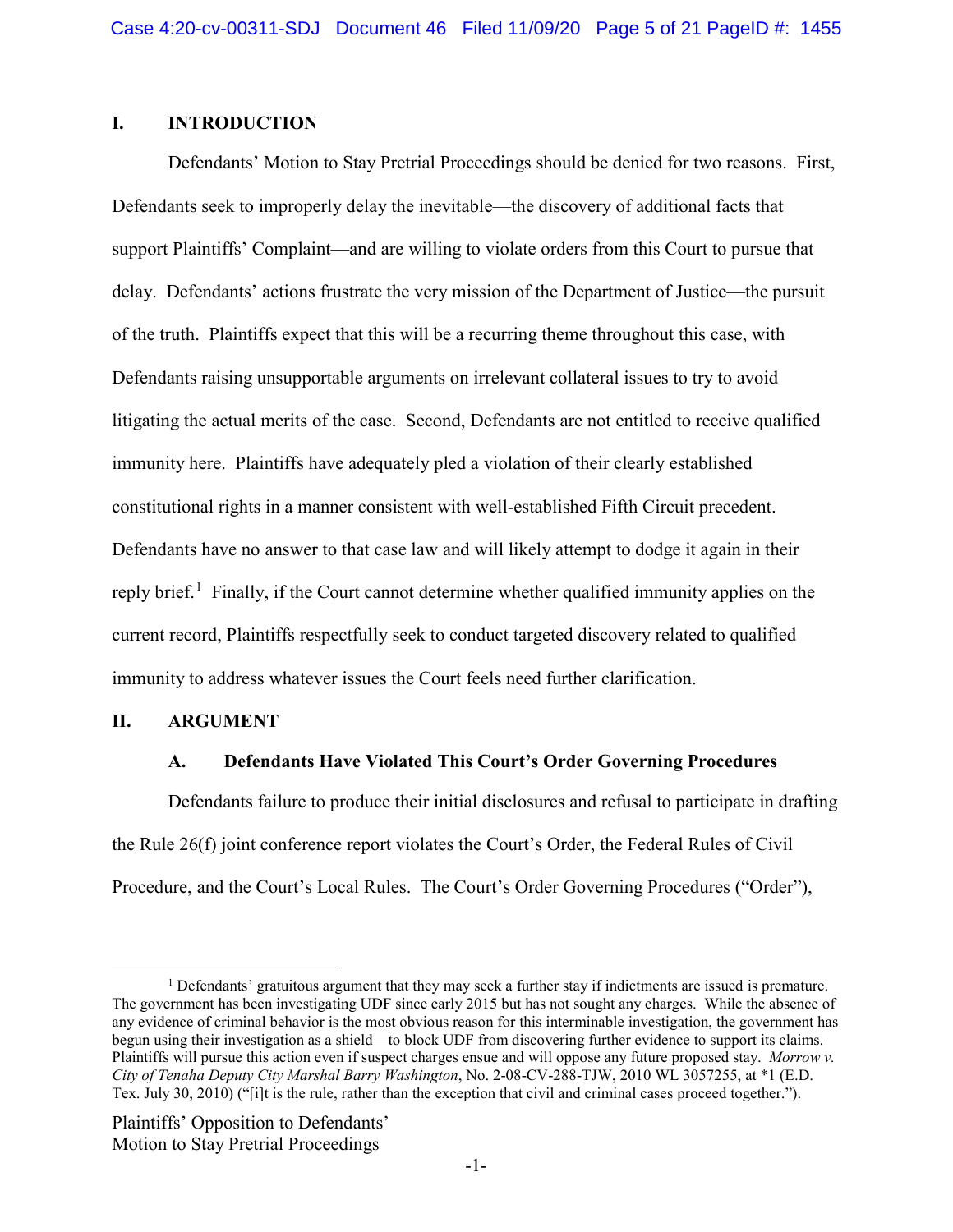## I. INTRODUCTION

Defendants' Motion to Stay Pretrial Proceedings should be denied for two reasons. First, Defendants seek to improperly delay the inevitable—the discovery of additional facts that support Plaintiffs' Complaint—and are willing to violate orders from this Court to pursue that delay. Defendants' actions frustrate the very mission of the Department of Justice—the pursuit of the truth. Plaintiffs expect that this will be a recurring theme throughout this case, with Defendants raising unsupportable arguments on irrelevant collateral issues to try to avoid litigating the actual merits of the case. Second, Defendants are not entitled to receive qualified immunity here. Plaintiffs have adequately pled a violation of their clearly established constitutional rights in a manner consistent with well-established Fifth Circuit precedent. Defendants have no answer to that case law and will likely attempt to dodge it again in their reply brief.[1] Finally, if the Court cannot determine whether qualified immunity applies on the current record, Plaintiffs respectfully seek to conduct targeted discovery related to qualified immunity to address whatever issues the Court feels need further clarification.

## II. ARGUMENT

### A. Defendants Have Violated This Court's Order Governing Procedures

Defendants failure to produce their initial disclosures and refusal to participate in drafting the Rule 26(f) joint conference report violates the Court's Order, the Federal Rules of Civil Procedure, and the Court's Local Rules. The Court's Order Governing Procedures ("Order"),

---

[1] Defendants' gratuitous argument that they may seek a further stay if indictments are issued is premature. The government has been investigating UDF since early 2015 but has not sought any charges. While the absence of any evidence of criminal behavior is the most obvious reason for this interminable investigation, the government has begun using their investigation as a shield—to block UDF from discovering further evidence to support its claims. Plaintiffs will pursue this action even if suspect charges ensue and will oppose any future proposed stay. *Morrow v. City of Tenaha Deputy City Marshal Barry Washington*, No. 2-08-CV-288-TJW, 2010 WL 3057255, at *1 (E.D. Tex. July 30, 2010) ("[i]t is the rule, rather than the exception that civil and criminal cases proceed together.").

Plaintiffs' Opposition to Defendants' Motion to Stay Pretrial Proceedings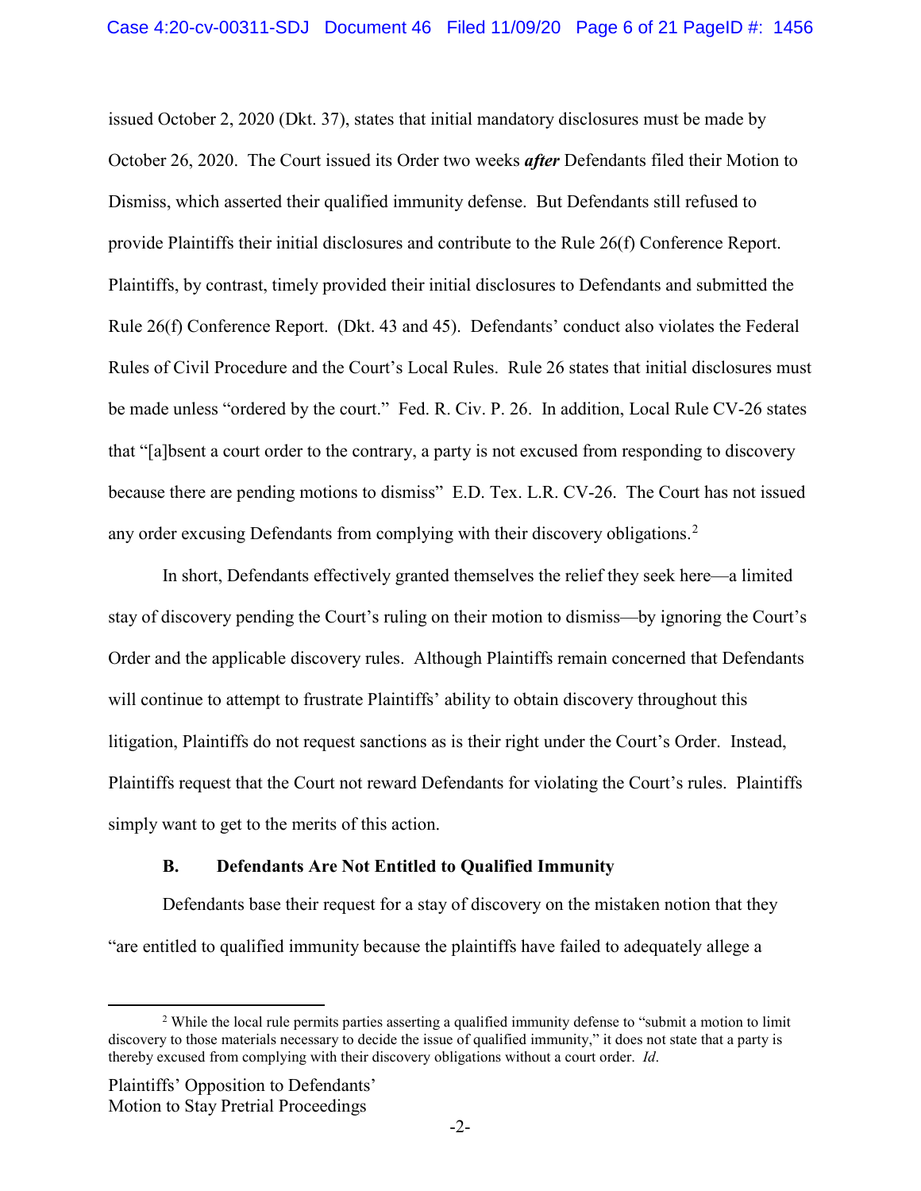issued October 2, 2020 (Dkt. 37), states that initial mandatory disclosures must be made by October 26, 2020. The Court issued its Order two weeks ***after*** Defendants filed their Motion to Dismiss, which asserted their qualified immunity defense. But Defendants still refused to provide Plaintiffs their initial disclosures and contribute to the Rule 26(f) Conference Report. Plaintiffs, by contrast, timely provided their initial disclosures to Defendants and submitted the Rule 26(f) Conference Report. (Dkt. 43 and 45). Defendants' conduct also violates the Federal Rules of Civil Procedure and the Court's Local Rules. Rule 26 states that initial disclosures must be made unless "ordered by the court." Fed. R. Civ. P. 26. In addition, Local Rule CV-26 states that "[a]bsent a court order to the contrary, a party is not excused from responding to discovery because there are pending motions to dismiss" E.D. Tex. L.R. CV-26. The Court has not issued any order excusing Defendants from complying with their discovery obligations.[2]

In short, Defendants effectively granted themselves the relief they seek here—a limited stay of discovery pending the Court's ruling on their motion to dismiss—by ignoring the Court's Order and the applicable discovery rules. Although Plaintiffs remain concerned that Defendants will continue to attempt to frustrate Plaintiffs' ability to obtain discovery throughout this litigation, Plaintiffs do not request sanctions as is their right under the Court's Order. Instead, Plaintiffs request that the Court not reward Defendants for violating the Court's rules. Plaintiffs simply want to get to the merits of this action.

### B. Defendants Are Not Entitled to Qualified Immunity

Defendants base their request for a stay of discovery on the mistaken notion that they "are entitled to qualified immunity because the plaintiffs have failed to adequately allege a

[2] While the local rule permits parties asserting a qualified immunity defense to "submit a motion to limit discovery to those materials necessary to decide the issue of qualified immunity," it does not state that a party is thereby excused from complying with their discovery obligations without a court order. *Id*.

Plaintiffs' Opposition to Defendants' Motion to Stay Pretrial Proceedings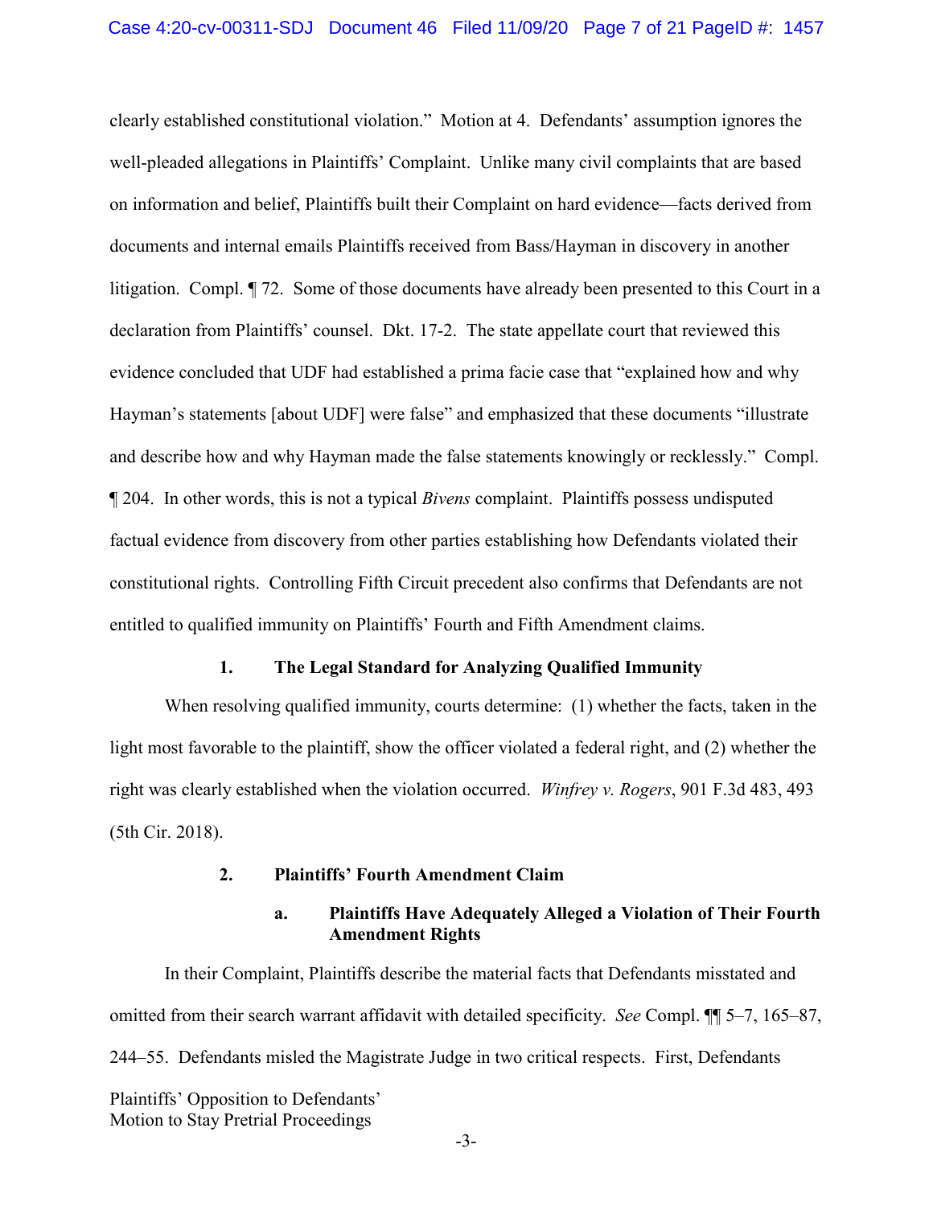clearly established constitutional violation." Motion at 4. Defendants' assumption ignores the well-pleaded allegations in Plaintiffs' Complaint. Unlike many civil complaints that are based on information and belief, Plaintiffs built their Complaint on hard evidence—facts derived from documents and internal emails Plaintiffs received from Bass/Hayman in discovery in another litigation. Compl. ¶ 72. Some of those documents have already been presented to this Court in a declaration from Plaintiffs' counsel. Dkt. 17-2. The state appellate court that reviewed this evidence concluded that UDF had established a prima facie case that "explained how and why Hayman's statements [about UDF] were false" and emphasized that these documents "illustrate and describe how and why Hayman made the false statements knowingly or recklessly." Compl. ¶ 204. In other words, this is not a typical *Bivens* complaint. Plaintiffs possess undisputed factual evidence from discovery from other parties establishing how Defendants violated their constitutional rights. Controlling Fifth Circuit precedent also confirms that Defendants are not entitled to qualified immunity on Plaintiffs' Fourth and Fifth Amendment claims.

### 1. The Legal Standard for Analyzing Qualified Immunity

When resolving qualified immunity, courts determine: (1) whether the facts, taken in the light most favorable to the plaintiff, show the officer violated a federal right, and (2) whether the right was clearly established when the violation occurred. *Winfrey v. Rogers*, 901 F.3d 483, 493 (5th Cir. 2018).

### 2. Plaintiffs' Fourth Amendment Claim

#### a. Plaintiffs Have Adequately Alleged a Violation of Their Fourth Amendment Rights

In their Complaint, Plaintiffs describe the material facts that Defendants misstated and omitted from their search warrant affidavit with detailed specificity. *See* Compl. ¶¶ 5–7, 165–87, 244–55. Defendants misled the Magistrate Judge in two critical respects. First, Defendants

Plaintiffs' Opposition to Defendants' Motion to Stay Pretrial Proceedings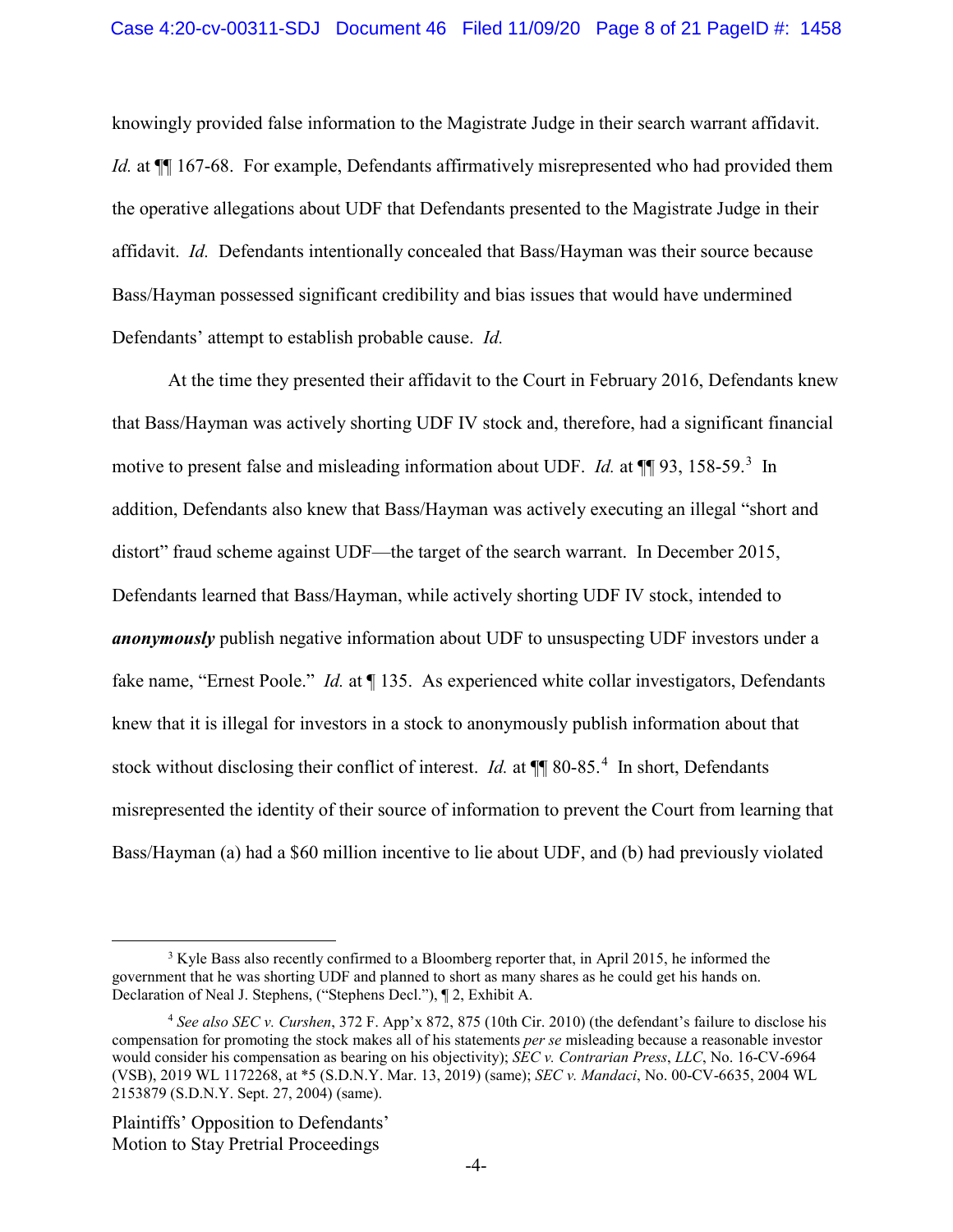knowingly provided false information to the Magistrate Judge in their search warrant affidavit. *Id.* at ¶¶ 167-68. For example, Defendants affirmatively misrepresented who had provided them the operative allegations about UDF that Defendants presented to the Magistrate Judge in their affidavit. *Id.* Defendants intentionally concealed that Bass/Hayman was their source because Bass/Hayman possessed significant credibility and bias issues that would have undermined Defendants' attempt to establish probable cause. *Id.*

At the time they presented their affidavit to the Court in February 2016, Defendants knew that Bass/Hayman was actively shorting UDF IV stock and, therefore, had a significant financial motive to present false and misleading information about UDF. *Id.* at ¶¶ 93, 158-59.[3] In addition, Defendants also knew that Bass/Hayman was actively executing an illegal "short and distort" fraud scheme against UDF—the target of the search warrant. In December 2015, Defendants learned that Bass/Hayman, while actively shorting UDF IV stock, intended to ***anonymously*** publish negative information about UDF to unsuspecting UDF investors under a fake name, "Ernest Poole." *Id.* at ¶ 135. As experienced white collar investigators, Defendants knew that it is illegal for investors in a stock to anonymously publish information about that stock without disclosing their conflict of interest. *Id.* at ¶¶ 80-85.[4] In short, Defendants misrepresented the identity of their source of information to prevent the Court from learning that Bass/Hayman (a) had a $60 million incentive to lie about UDF, and (b) had previously violated

---

[3] Kyle Bass also recently confirmed to a Bloomberg reporter that, in April 2015, he informed the government that he was shorting UDF and planned to short as many shares as he could get his hands on. Declaration of Neal J. Stephens, ("Stephens Decl."), ¶ 2, Exhibit A.

[4] *See also SEC v. Curshen*, 372 F. App'x 872, 875 (10th Cir. 2010) (the defendant's failure to disclose his compensation for promoting the stock makes all of his statements *per se* misleading because a reasonable investor would consider his compensation as bearing on his objectivity); *SEC v. Contrarian Press, LLC*, No. 16-CV-6964 (VSB), 2019 WL 1172268, at *5 (S.D.N.Y. Mar. 13, 2019) (same); *SEC v. Mandaci*, No. 00-CV-6635, 2004 WL 2153879 (S.D.N.Y. Sept. 27, 2004) (same).

Plaintiffs' Opposition to Defendants' Motion to Stay Pretrial Proceedings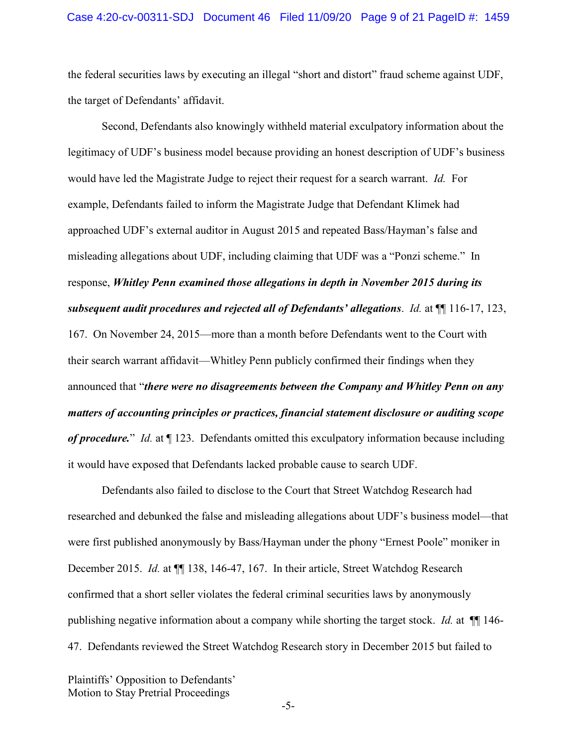the federal securities laws by executing an illegal "short and distort" fraud scheme against UDF, the target of Defendants' affidavit.

Second, Defendants also knowingly withheld material exculpatory information about the legitimacy of UDF's business model because providing an honest description of UDF's business would have led the Magistrate Judge to reject their request for a search warrant. *Id.* For example, Defendants failed to inform the Magistrate Judge that Defendant Klimek had approached UDF's external auditor in August 2015 and repeated Bass/Hayman's false and misleading allegations about UDF, including claiming that UDF was a "Ponzi scheme." In response, ***Whitley Penn examined those allegations in depth in November 2015 during its subsequent audit procedures and rejected all of Defendants' allegations***. *Id.* at ¶¶ 116-17, 123, 167. On November 24, 2015—more than a month before Defendants went to the Court with their search warrant affidavit—Whitley Penn publicly confirmed their findings when they announced that "***there were no disagreements between the Company and Whitley Penn on any matters of accounting principles or practices, financial statement disclosure or auditing scope of procedure.***" *Id.* at ¶ 123. Defendants omitted this exculpatory information because including it would have exposed that Defendants lacked probable cause to search UDF.

Defendants also failed to disclose to the Court that Street Watchdog Research had researched and debunked the false and misleading allegations about UDF's business model—that were first published anonymously by Bass/Hayman under the phony "Ernest Poole" moniker in December 2015. *Id.* at ¶¶ 138, 146-47, 167. In their article, Street Watchdog Research confirmed that a short seller violates the federal criminal securities laws by anonymously publishing negative information about a company while shorting the target stock. *Id.* at ¶¶ 146-47. Defendants reviewed the Street Watchdog Research story in December 2015 but failed to

Plaintiffs' Opposition to Defendants' Motion to Stay Pretrial Proceedings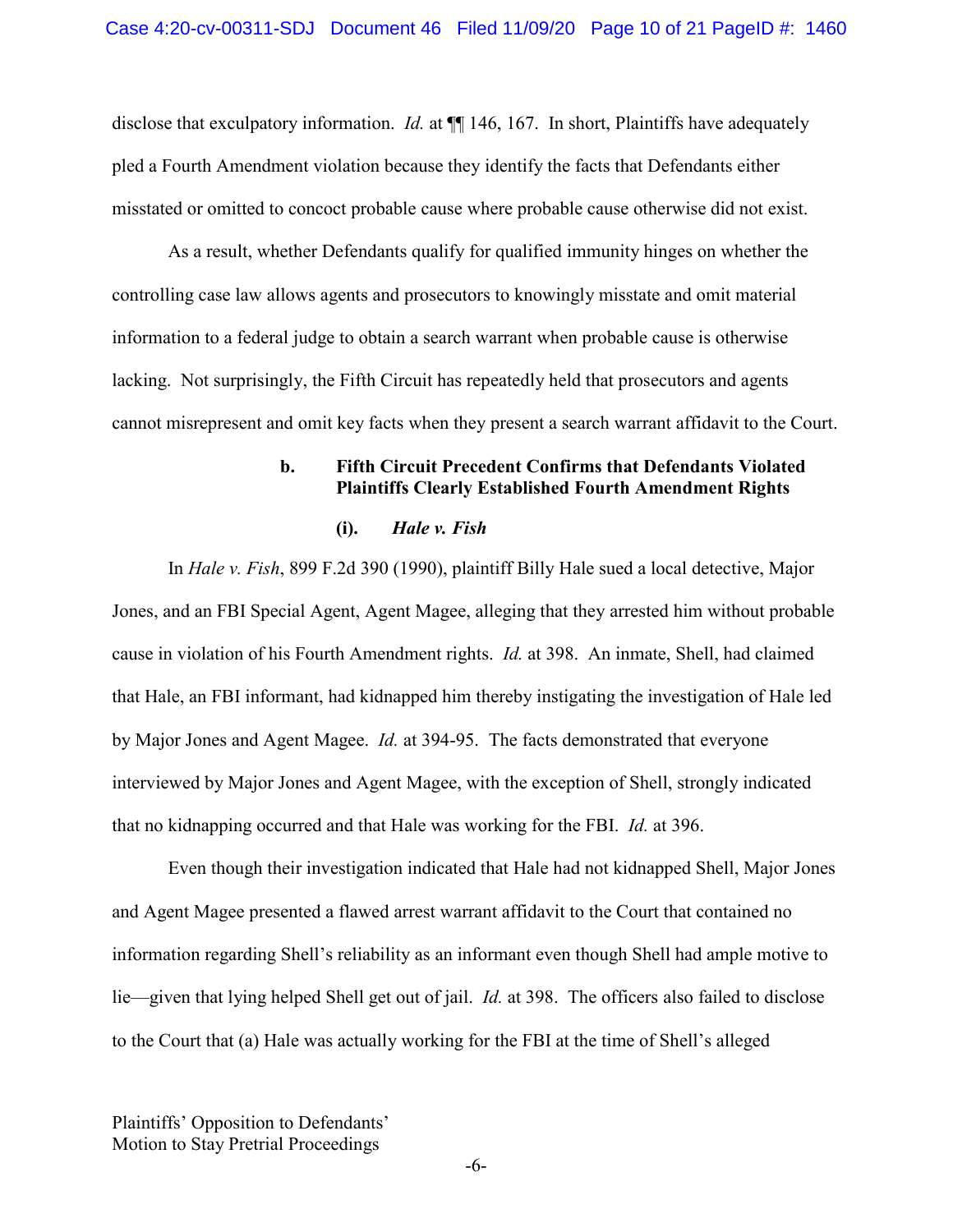disclose that exculpatory information. *Id.* at ¶¶ 146, 167. In short, Plaintiffs have adequately pled a Fourth Amendment violation because they identify the facts that Defendants either misstated or omitted to concoct probable cause where probable cause otherwise did not exist.

As a result, whether Defendants qualify for qualified immunity hinges on whether the controlling case law allows agents and prosecutors to knowingly misstate and omit material information to a federal judge to obtain a search warrant when probable cause is otherwise lacking. Not surprisingly, the Fifth Circuit has repeatedly held that prosecutors and agents cannot misrepresent and omit key facts when they present a search warrant affidavit to the Court.

#### b. Fifth Circuit Precedent Confirms that Defendants Violated Plaintiffs Clearly Established Fourth Amendment Rights

##### (i). *Hale v. Fish*

In *Hale v. Fish*, 899 F.2d 390 (1990), plaintiff Billy Hale sued a local detective, Major Jones, and an FBI Special Agent, Agent Magee, alleging that they arrested him without probable cause in violation of his Fourth Amendment rights. *Id.* at 398. An inmate, Shell, had claimed that Hale, an FBI informant, had kidnapped him thereby instigating the investigation of Hale led by Major Jones and Agent Magee. *Id.* at 394-95. The facts demonstrated that everyone interviewed by Major Jones and Agent Magee, with the exception of Shell, strongly indicated that no kidnapping occurred and that Hale was working for the FBI. *Id.* at 396.

Even though their investigation indicated that Hale had not kidnapped Shell, Major Jones and Agent Magee presented a flawed arrest warrant affidavit to the Court that contained no information regarding Shell's reliability as an informant even though Shell had ample motive to lie—given that lying helped Shell get out of jail. *Id.* at 398. The officers also failed to disclose to the Court that (a) Hale was actually working for the FBI at the time of Shell's alleged

Plaintiffs' Opposition to Defendants' Motion to Stay Pretrial Proceedings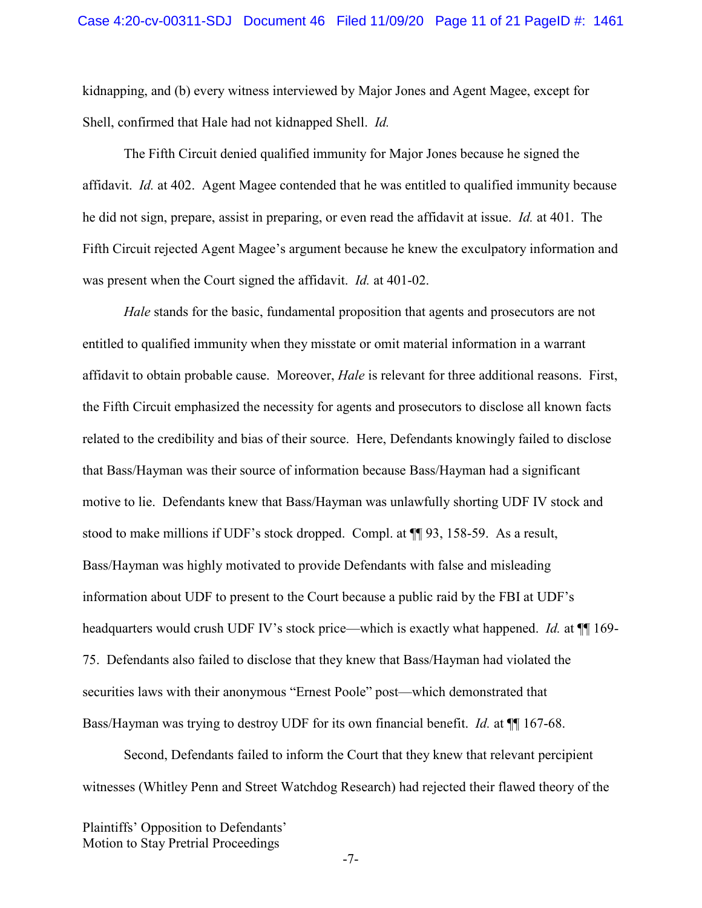kidnapping, and (b) every witness interviewed by Major Jones and Agent Magee, except for Shell, confirmed that Hale had not kidnapped Shell. *Id.*

The Fifth Circuit denied qualified immunity for Major Jones because he signed the affidavit. *Id.* at 402. Agent Magee contended that he was entitled to qualified immunity because he did not sign, prepare, assist in preparing, or even read the affidavit at issue. *Id.* at 401. The Fifth Circuit rejected Agent Magee's argument because he knew the exculpatory information and was present when the Court signed the affidavit. *Id.* at 401-02.

*Hale* stands for the basic, fundamental proposition that agents and prosecutors are not entitled to qualified immunity when they misstate or omit material information in a warrant affidavit to obtain probable cause. Moreover, *Hale* is relevant for three additional reasons. First, the Fifth Circuit emphasized the necessity for agents and prosecutors to disclose all known facts related to the credibility and bias of their source. Here, Defendants knowingly failed to disclose that Bass/Hayman was their source of information because Bass/Hayman had a significant motive to lie. Defendants knew that Bass/Hayman was unlawfully shorting UDF IV stock and stood to make millions if UDF's stock dropped. Compl. at ¶¶ 93, 158-59. As a result, Bass/Hayman was highly motivated to provide Defendants with false and misleading information about UDF to present to the Court because a public raid by the FBI at UDF's headquarters would crush UDF IV's stock price—which is exactly what happened. *Id.* at ¶¶ 169-75. Defendants also failed to disclose that they knew that Bass/Hayman had violated the securities laws with their anonymous "Ernest Poole" post—which demonstrated that Bass/Hayman was trying to destroy UDF for its own financial benefit. *Id.* at ¶¶ 167-68.

Second, Defendants failed to inform the Court that they knew that relevant percipient witnesses (Whitley Penn and Street Watchdog Research) had rejected their flawed theory of the

Plaintiffs' Opposition to Defendants' Motion to Stay Pretrial Proceedings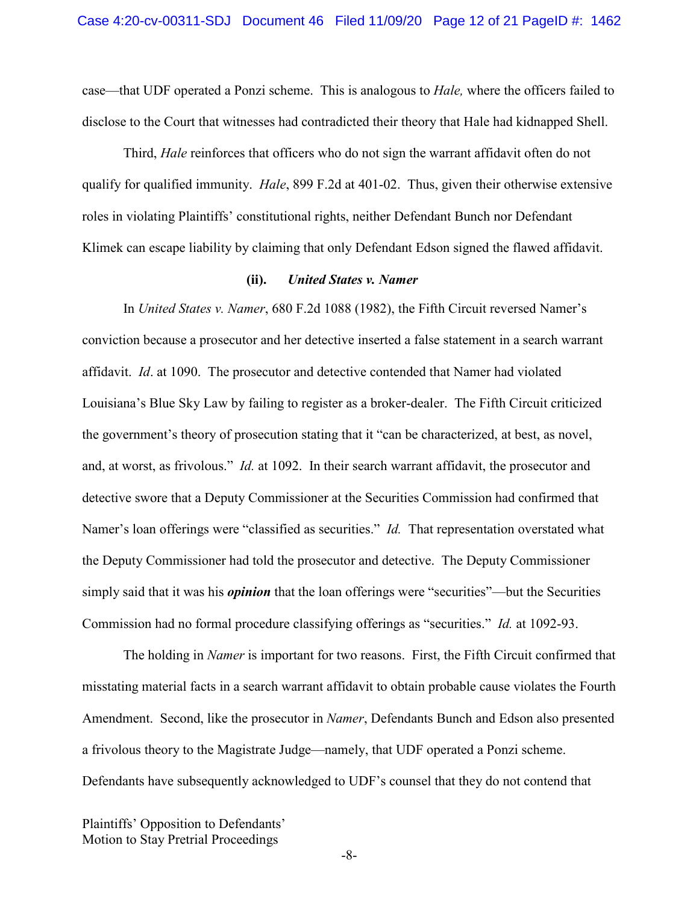case—that UDF operated a Ponzi scheme. This is analogous to *Hale,* where the officers failed to disclose to the Court that witnesses had contradicted their theory that Hale had kidnapped Shell.

Third, *Hale* reinforces that officers who do not sign the warrant affidavit often do not qualify for qualified immunity. *Hale*, 899 F.2d at 401-02. Thus, given their otherwise extensive roles in violating Plaintiffs' constitutional rights, neither Defendant Bunch nor Defendant Klimek can escape liability by claiming that only Defendant Edson signed the flawed affidavit.

**(ii). *United States v. Namer***

In *United States v. Namer*, 680 F.2d 1088 (1982), the Fifth Circuit reversed Namer's conviction because a prosecutor and her detective inserted a false statement in a search warrant affidavit. *Id*. at 1090. The prosecutor and detective contended that Namer had violated Louisiana's Blue Sky Law by failing to register as a broker-dealer. The Fifth Circuit criticized the government's theory of prosecution stating that it "can be characterized, at best, as novel, and, at worst, as frivolous." *Id.* at 1092. In their search warrant affidavit, the prosecutor and detective swore that a Deputy Commissioner at the Securities Commission had confirmed that Namer's loan offerings were "classified as securities." *Id.* That representation overstated what the Deputy Commissioner had told the prosecutor and detective. The Deputy Commissioner simply said that it was his ***opinion*** that the loan offerings were "securities"—but the Securities Commission had no formal procedure classifying offerings as "securities." *Id.* at 1092-93.

The holding in *Namer* is important for two reasons. First, the Fifth Circuit confirmed that misstating material facts in a search warrant affidavit to obtain probable cause violates the Fourth Amendment. Second, like the prosecutor in *Namer*, Defendants Bunch and Edson also presented a frivolous theory to the Magistrate Judge—namely, that UDF operated a Ponzi scheme. Defendants have subsequently acknowledged to UDF's counsel that they do not contend that

Plaintiffs' Opposition to Defendants' Motion to Stay Pretrial Proceedings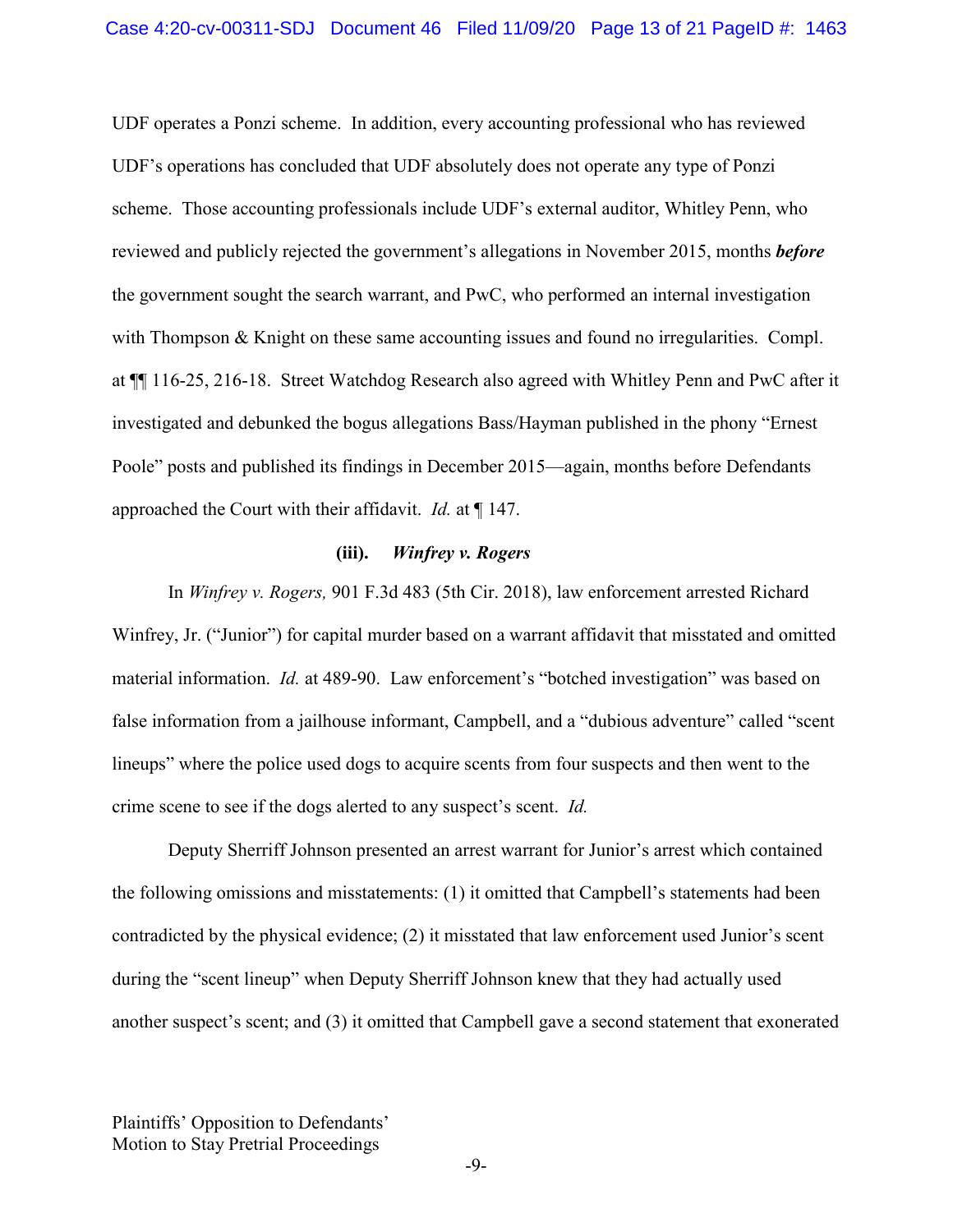UDF operates a Ponzi scheme. In addition, every accounting professional who has reviewed UDF's operations has concluded that UDF absolutely does not operate any type of Ponzi scheme. Those accounting professionals include UDF's external auditor, Whitley Penn, who reviewed and publicly rejected the government's allegations in November 2015, months ***before*** the government sought the search warrant, and PwC, who performed an internal investigation with Thompson & Knight on these same accounting issues and found no irregularities. Compl. at ¶¶ 116-25, 216-18. Street Watchdog Research also agreed with Whitley Penn and PwC after it investigated and debunked the bogus allegations Bass/Hayman published in the phony "Ernest Poole" posts and published its findings in December 2015—again, months before Defendants approached the Court with their affidavit. *Id.* at ¶ 147.

**(iii). *Winfrey v. Rogers***

In *Winfrey v. Rogers,* 901 F.3d 483 (5th Cir. 2018), law enforcement arrested Richard Winfrey, Jr. ("Junior") for capital murder based on a warrant affidavit that misstated and omitted material information. *Id.* at 489-90. Law enforcement's "botched investigation" was based on false information from a jailhouse informant, Campbell, and a "dubious adventure" called "scent lineups" where the police used dogs to acquire scents from four suspects and then went to the crime scene to see if the dogs alerted to any suspect's scent. *Id.*

Deputy Sherriff Johnson presented an arrest warrant for Junior's arrest which contained the following omissions and misstatements: (1) it omitted that Campbell's statements had been contradicted by the physical evidence; (2) it misstated that law enforcement used Junior's scent during the "scent lineup" when Deputy Sherriff Johnson knew that they had actually used another suspect's scent; and (3) it omitted that Campbell gave a second statement that exonerated

Plaintiffs' Opposition to Defendants' Motion to Stay Pretrial Proceedings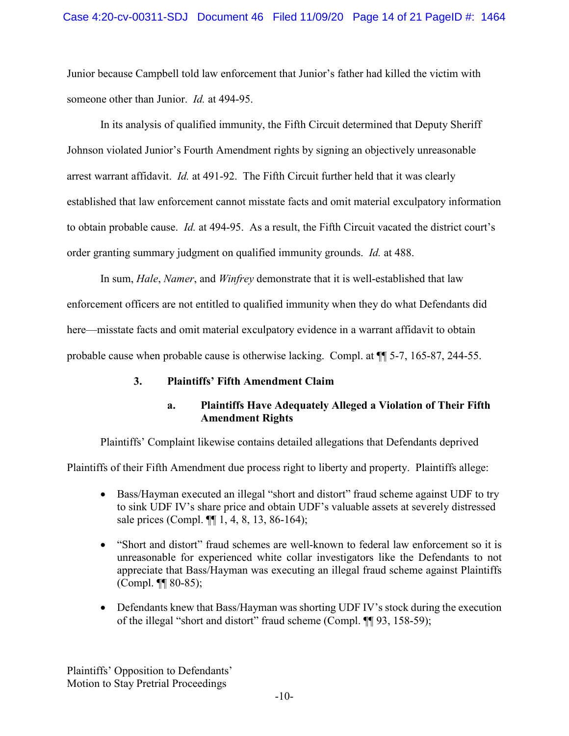Junior because Campbell told law enforcement that Junior's father had killed the victim with someone other than Junior. *Id.* at 494-95.

In its analysis of qualified immunity, the Fifth Circuit determined that Deputy Sheriff Johnson violated Junior's Fourth Amendment rights by signing an objectively unreasonable arrest warrant affidavit. *Id.* at 491-92. The Fifth Circuit further held that it was clearly established that law enforcement cannot misstate facts and omit material exculpatory information to obtain probable cause. *Id.* at 494-95. As a result, the Fifth Circuit vacated the district court's order granting summary judgment on qualified immunity grounds. *Id.* at 488.

In sum, *Hale*, *Namer*, and *Winfrey* demonstrate that it is well-established that law enforcement officers are not entitled to qualified immunity when they do what Defendants did here—misstate facts and omit material exculpatory evidence in a warrant affidavit to obtain probable cause when probable cause is otherwise lacking. Compl. at ¶¶ 5-7, 165-87, 244-55.

### 3. Plaintiffs' Fifth Amendment Claim

#### a. Plaintiffs Have Adequately Alleged a Violation of Their Fifth Amendment Rights

Plaintiffs' Complaint likewise contains detailed allegations that Defendants deprived Plaintiffs of their Fifth Amendment due process right to liberty and property. Plaintiffs allege:

- Bass/Hayman executed an illegal "short and distort" fraud scheme against UDF to try to sink UDF IV's share price and obtain UDF's valuable assets at severely distressed sale prices (Compl. ¶¶ 1, 4, 8, 13, 86-164);
- "Short and distort" fraud schemes are well-known to federal law enforcement so it is unreasonable for experienced white collar investigators like the Defendants to not appreciate that Bass/Hayman was executing an illegal fraud scheme against Plaintiffs (Compl. ¶¶ 80-85);
- Defendants knew that Bass/Hayman was shorting UDF IV's stock during the execution of the illegal "short and distort" fraud scheme (Compl. ¶¶ 93, 158-59);

Plaintiffs' Opposition to Defendants' Motion to Stay Pretrial Proceedings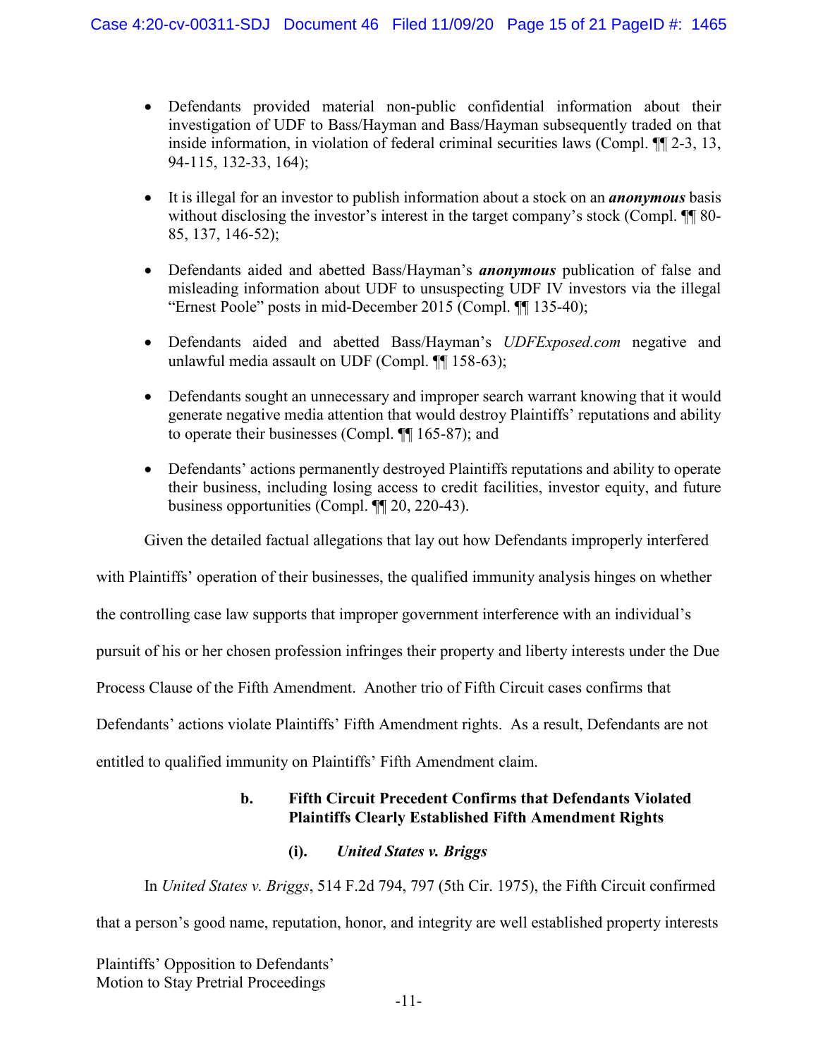- Defendants provided material non-public confidential information about their investigation of UDF to Bass/Hayman and Bass/Hayman subsequently traded on that inside information, in violation of federal criminal securities laws (Compl. ¶¶ 2-3, 13, 94-115, 132-33, 164);

- It is illegal for an investor to publish information about a stock on an ***anonymous*** basis without disclosing the investor's interest in the target company's stock (Compl. ¶¶ 80-85, 137, 146-52);

- Defendants aided and abetted Bass/Hayman's ***anonymous*** publication of false and misleading information about UDF to unsuspecting UDF IV investors via the illegal "Ernest Poole" posts in mid-December 2015 (Compl. ¶¶ 135-40);

- Defendants aided and abetted Bass/Hayman's *UDFExposed.com* negative and unlawful media assault on UDF (Compl. ¶¶ 158-63);

- Defendants sought an unnecessary and improper search warrant knowing that it would generate negative media attention that would destroy Plaintiffs' reputations and ability to operate their businesses (Compl. ¶¶ 165-87); and

- Defendants' actions permanently destroyed Plaintiffs reputations and ability to operate their business, including losing access to credit facilities, investor equity, and future business opportunities (Compl. ¶¶ 20, 220-43).

Given the detailed factual allegations that lay out how Defendants improperly interfered with Plaintiffs' operation of their businesses, the qualified immunity analysis hinges on whether the controlling case law supports that improper government interference with an individual's pursuit of his or her chosen profession infringes their property and liberty interests under the Due Process Clause of the Fifth Amendment. Another trio of Fifth Circuit cases confirms that Defendants' actions violate Plaintiffs' Fifth Amendment rights. As a result, Defendants are not entitled to qualified immunity on Plaintiffs' Fifth Amendment claim.

**b. Fifth Circuit Precedent Confirms that Defendants Violated Plaintiffs Clearly Established Fifth Amendment Rights**

**(i). *United States v. Briggs***

In *United States v. Briggs*, 514 F.2d 794, 797 (5th Cir. 1975), the Fifth Circuit confirmed that a person's good name, reputation, honor, and integrity are well established property interests

Plaintiffs' Opposition to Defendants' Motion to Stay Pretrial Proceedings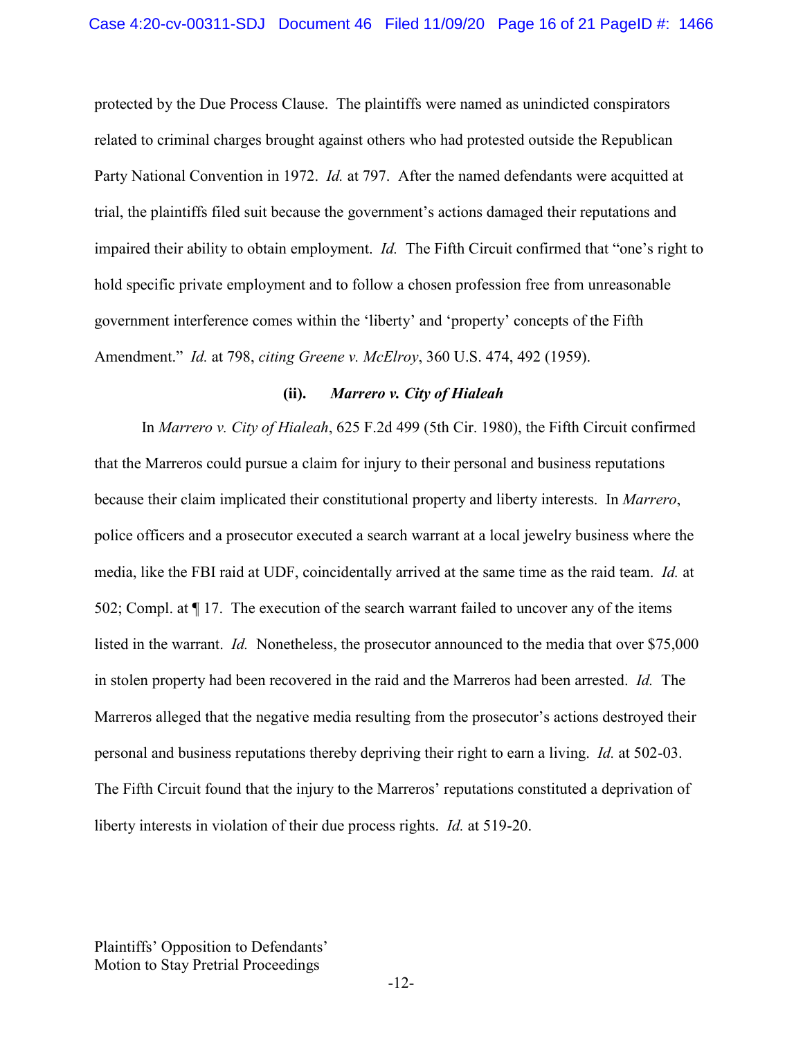protected by the Due Process Clause. The plaintiffs were named as unindicted conspirators related to criminal charges brought against others who had protested outside the Republican Party National Convention in 1972. *Id.* at 797. After the named defendants were acquitted at trial, the plaintiffs filed suit because the government's actions damaged their reputations and impaired their ability to obtain employment. *Id.* The Fifth Circuit confirmed that "one's right to hold specific private employment and to follow a chosen profession free from unreasonable government interference comes within the 'liberty' and 'property' concepts of the Fifth Amendment." *Id.* at 798, *citing Greene v. McElroy*, 360 U.S. 474, 492 (1959).

**(ii). *Marrero v. City of Hialeah***

In *Marrero v. City of Hialeah*, 625 F.2d 499 (5th Cir. 1980), the Fifth Circuit confirmed that the Marreros could pursue a claim for injury to their personal and business reputations because their claim implicated their constitutional property and liberty interests. In *Marrero*, police officers and a prosecutor executed a search warrant at a local jewelry business where the media, like the FBI raid at UDF, coincidentally arrived at the same time as the raid team. *Id.* at 502; Compl. at ¶ 17. The execution of the search warrant failed to uncover any of the items listed in the warrant. *Id.* Nonetheless, the prosecutor announced to the media that over $75,000 in stolen property had been recovered in the raid and the Marreros had been arrested. *Id.* The Marreros alleged that the negative media resulting from the prosecutor's actions destroyed their personal and business reputations thereby depriving their right to earn a living. *Id.* at 502-03. The Fifth Circuit found that the injury to the Marreros' reputations constituted a deprivation of liberty interests in violation of their due process rights. *Id.* at 519-20.

Plaintiffs' Opposition to Defendants' Motion to Stay Pretrial Proceedings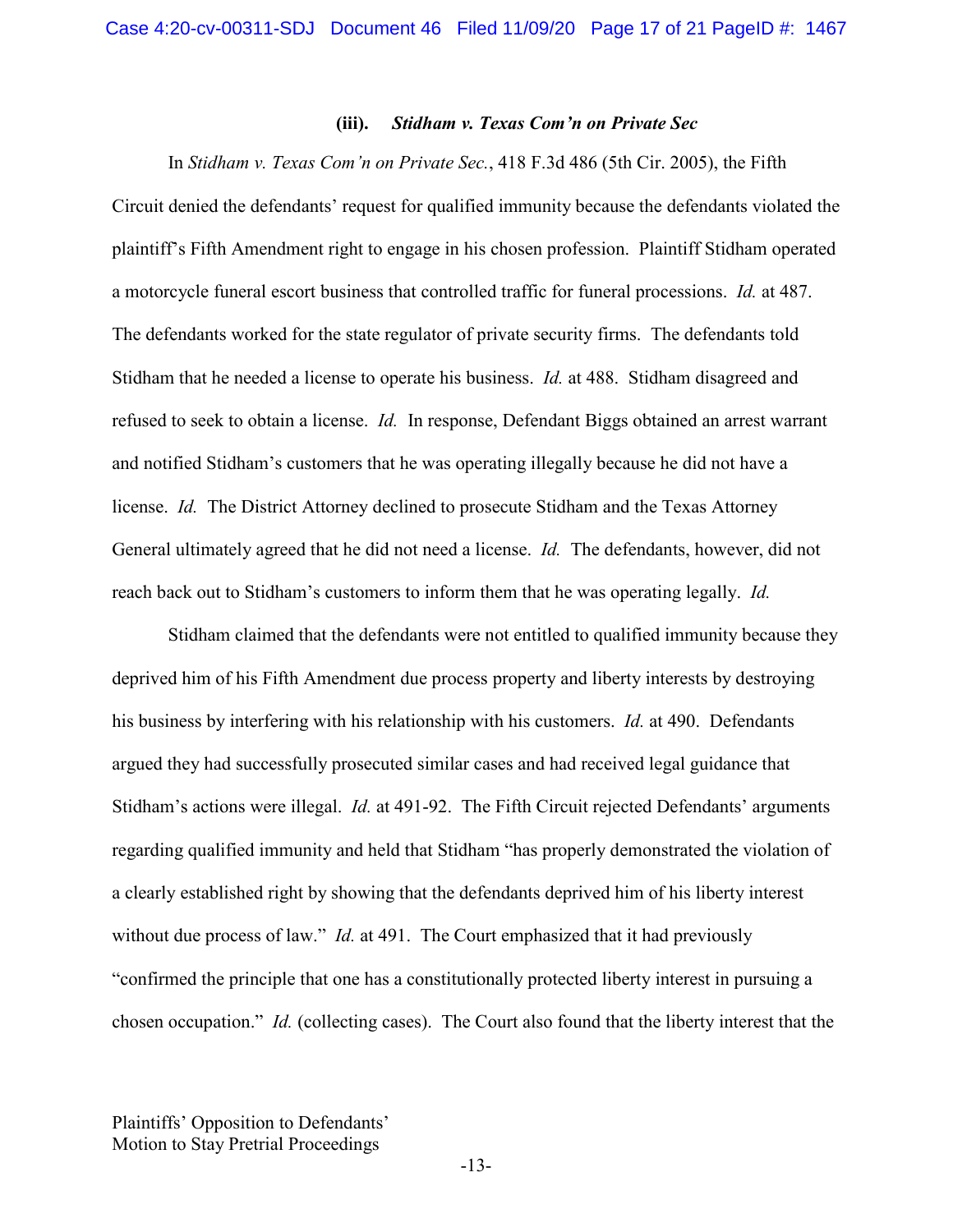#### (iii). *Stidham v. Texas Com'n on Private Sec*

In *Stidham v. Texas Com'n on Private Sec.*, 418 F.3d 486 (5th Cir. 2005), the Fifth Circuit denied the defendants' request for qualified immunity because the defendants violated the plaintiff's Fifth Amendment right to engage in his chosen profession. Plaintiff Stidham operated a motorcycle funeral escort business that controlled traffic for funeral processions. *Id.* at 487. The defendants worked for the state regulator of private security firms. The defendants told Stidham that he needed a license to operate his business. *Id.* at 488. Stidham disagreed and refused to seek to obtain a license. *Id.* In response, Defendant Biggs obtained an arrest warrant and notified Stidham's customers that he was operating illegally because he did not have a license. *Id.* The District Attorney declined to prosecute Stidham and the Texas Attorney General ultimately agreed that he did not need a license. *Id.* The defendants, however, did not reach back out to Stidham's customers to inform them that he was operating legally. *Id.*

Stidham claimed that the defendants were not entitled to qualified immunity because they deprived him of his Fifth Amendment due process property and liberty interests by destroying his business by interfering with his relationship with his customers. *Id.* at 490. Defendants argued they had successfully prosecuted similar cases and had received legal guidance that Stidham's actions were illegal. *Id.* at 491-92. The Fifth Circuit rejected Defendants' arguments regarding qualified immunity and held that Stidham "has properly demonstrated the violation of a clearly established right by showing that the defendants deprived him of his liberty interest without due process of law." *Id.* at 491. The Court emphasized that it had previously "confirmed the principle that one has a constitutionally protected liberty interest in pursuing a chosen occupation." *Id.* (collecting cases). The Court also found that the liberty interest that the

Plaintiffs' Opposition to Defendants' Motion to Stay Pretrial Proceedings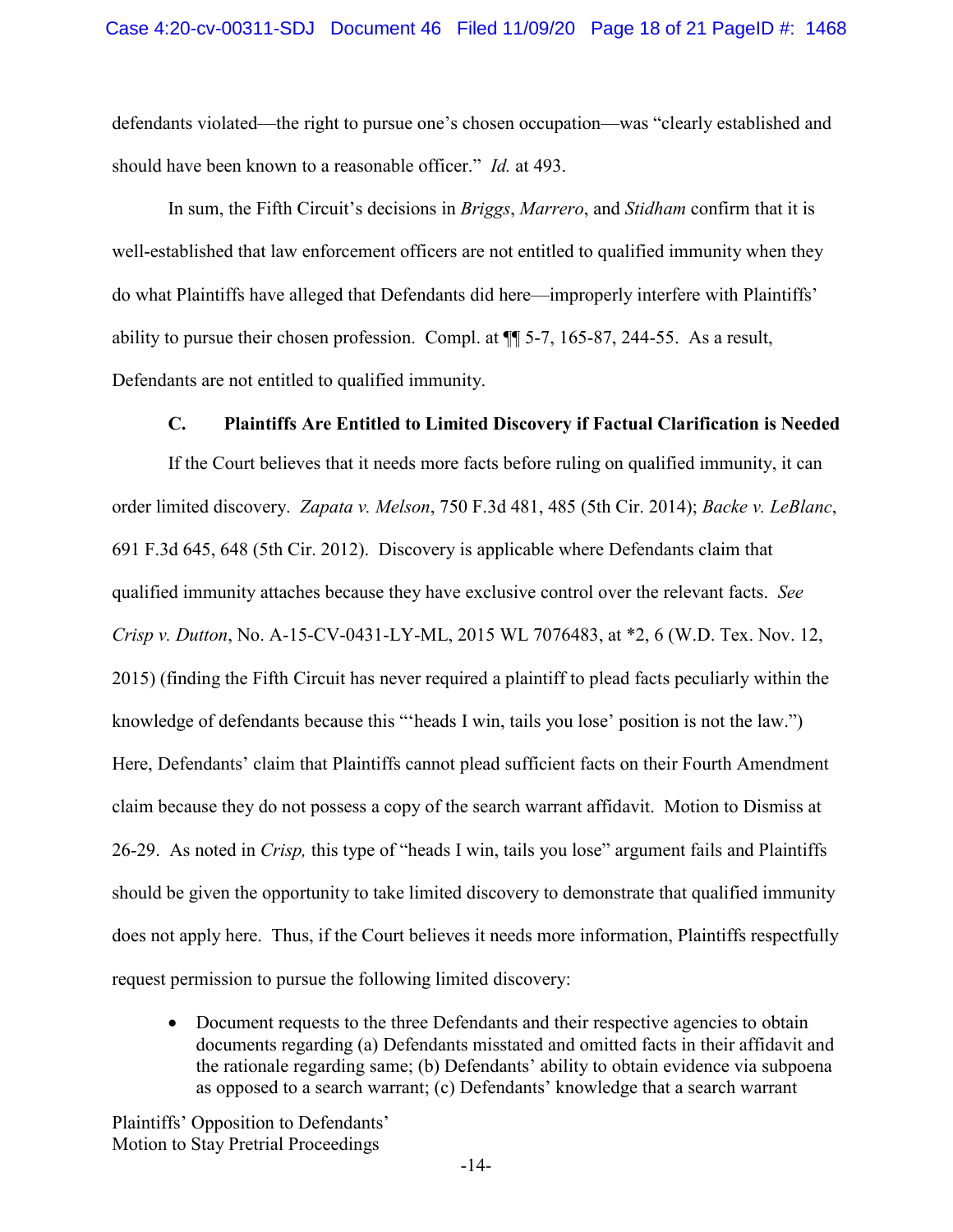defendants violated—the right to pursue one's chosen occupation—was "clearly established and should have been known to a reasonable officer." *Id.* at 493.

In sum, the Fifth Circuit's decisions in *Briggs*, *Marrero*, and *Stidham* confirm that it is well-established that law enforcement officers are not entitled to qualified immunity when they do what Plaintiffs have alleged that Defendants did here—improperly interfere with Plaintiffs' ability to pursue their chosen profession. Compl. at ¶¶ 5-7, 165-87, 244-55. As a result, Defendants are not entitled to qualified immunity.

### C. Plaintiffs Are Entitled to Limited Discovery if Factual Clarification is Needed

If the Court believes that it needs more facts before ruling on qualified immunity, it can order limited discovery. *Zapata v. Melson*, 750 F.3d 481, 485 (5th Cir. 2014); *Backe v. LeBlanc*, 691 F.3d 645, 648 (5th Cir. 2012). Discovery is applicable where Defendants claim that qualified immunity attaches because they have exclusive control over the relevant facts. *See Crisp v. Dutton*, No. A-15-CV-0431-LY-ML, 2015 WL 7076483, at *2, 6 (W.D. Tex. Nov. 12, 2015) (finding the Fifth Circuit has never required a plaintiff to plead facts peculiarly within the knowledge of defendants because this "'heads I win, tails you lose' position is not the law.") Here, Defendants' claim that Plaintiffs cannot plead sufficient facts on their Fourth Amendment claim because they do not possess a copy of the search warrant affidavit. Motion to Dismiss at 26-29. As noted in *Crisp,* this type of "heads I win, tails you lose" argument fails and Plaintiffs should be given the opportunity to take limited discovery to demonstrate that qualified immunity does not apply here. Thus, if the Court believes it needs more information, Plaintiffs respectfully request permission to pursue the following limited discovery:

- Document requests to the three Defendants and their respective agencies to obtain documents regarding (a) Defendants misstated and omitted facts in their affidavit and the rationale regarding same; (b) Defendants' ability to obtain evidence via subpoena as opposed to a search warrant; (c) Defendants' knowledge that a search warrant

Plaintiffs' Opposition to Defendants' Motion to Stay Pretrial Proceedings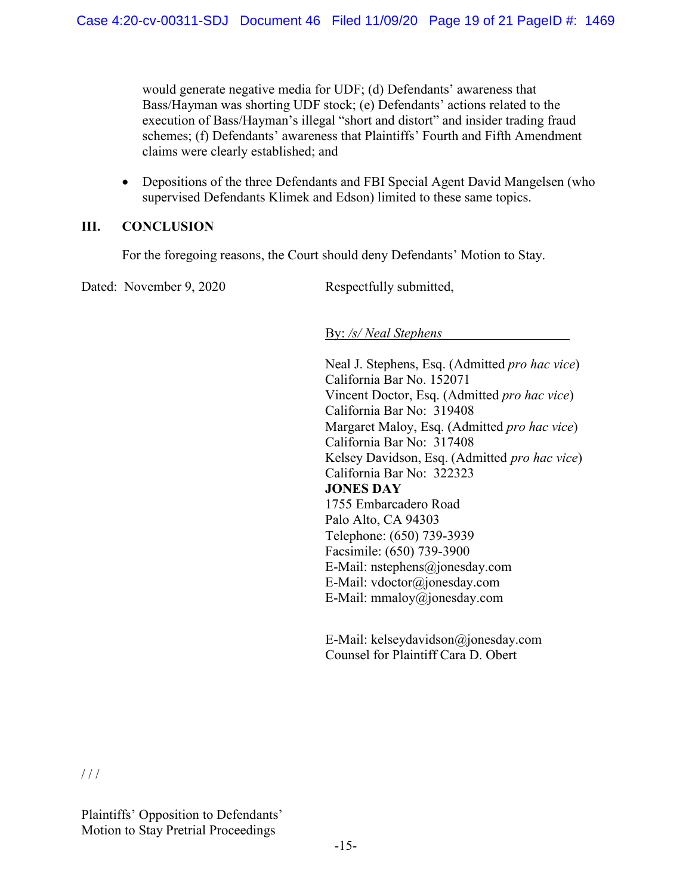would generate negative media for UDF; (d) Defendants' awareness that Bass/Hayman was shorting UDF stock; (e) Defendants' actions related to the execution of Bass/Hayman's illegal "short and distort" and insider trading fraud schemes; (f) Defendants' awareness that Plaintiffs' Fourth and Fifth Amendment claims were clearly established; and

- Depositions of the three Defendants and FBI Special Agent David Mangelsen (who supervised Defendants Klimek and Edson) limited to these same topics.

## III. CONCLUSION

For the foregoing reasons, the Court should deny Defendants' Motion to Stay.

Dated: November 9, 2020

Respectfully submitted,

By: */s/ Neal Stephens*

Neal J. Stephens, Esq. (Admitted *pro hac vice*)
California Bar No. 152071
Vincent Doctor, Esq. (Admitted *pro hac vice*)
California Bar No: 319408
Margaret Maloy, Esq. (Admitted *pro hac vice*)
California Bar No: 317408
Kelsey Davidson, Esq. (Admitted *pro hac vice*)
California Bar No: 322323
**JONES DAY**
1755 Embarcadero Road
Palo Alto, CA 94303
Telephone: (650) 739-3939
Facsimile: (650) 739-3900
E-Mail: nstephens@jonesday.com
E-Mail: vdoctor@jonesday.com
E-Mail: mmaloy@jonesday.com

E-Mail: kelseydavidson@jonesday.com
Counsel for Plaintiff Cara D. Obert

/ / /

Plaintiffs' Opposition to Defendants' Motion to Stay Pretrial Proceedings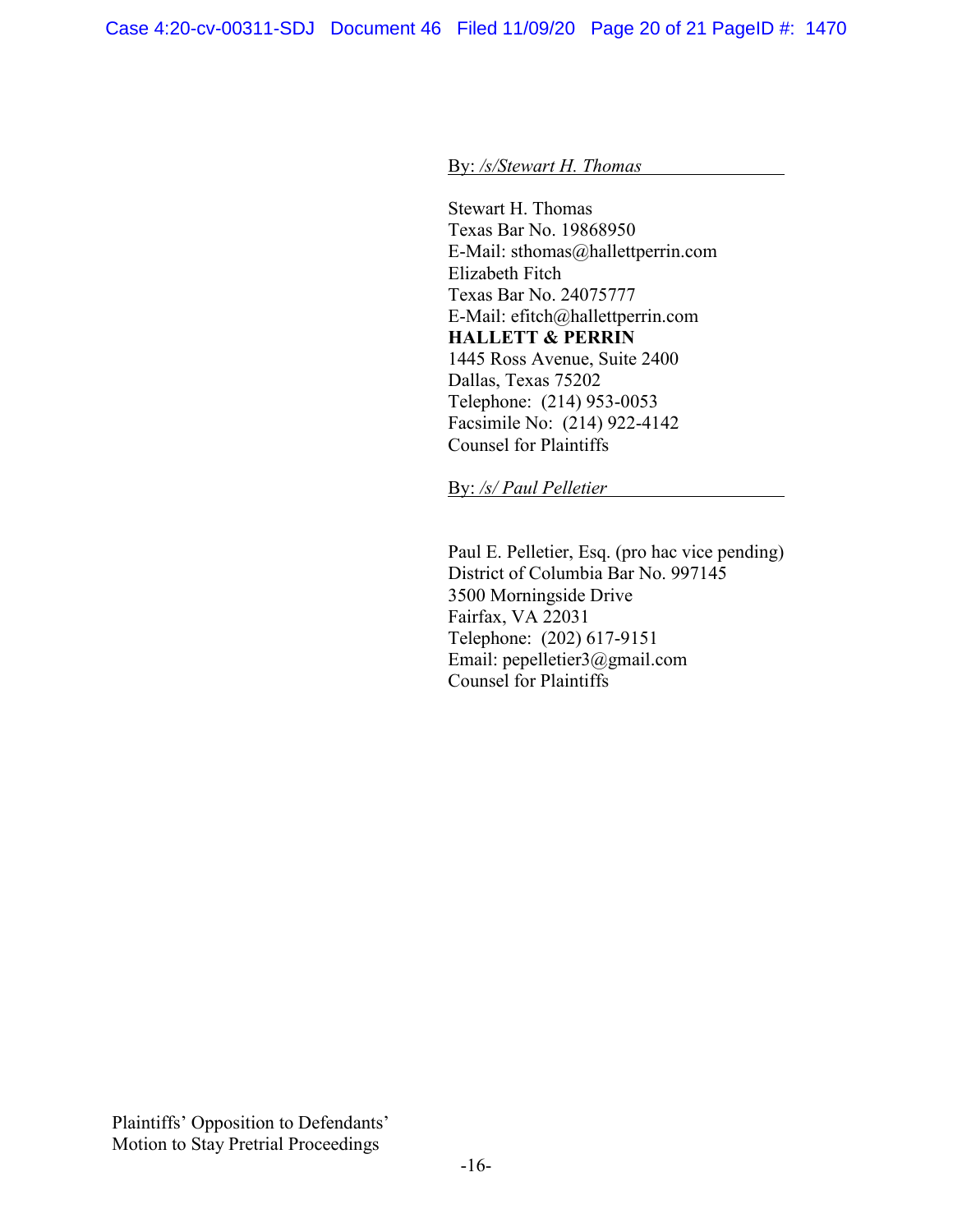By: */s/Stewart H. Thomas*

Stewart H. Thomas
Texas Bar No. 19868950
E-Mail: sthomas@hallettperrin.com
Elizabeth Fitch
Texas Bar No. 24075777
E-Mail: efitch@hallettperrin.com
**HALLETT & PERRIN**
1445 Ross Avenue, Suite 2400
Dallas, Texas 75202
Telephone: (214) 953-0053
Facsimile No: (214) 922-4142
Counsel for Plaintiffs

By: */s/ Paul Pelletier*

Paul E. Pelletier, Esq. (pro hac vice pending)
District of Columbia Bar No. 997145
3500 Morningside Drive
Fairfax, VA 22031
Telephone: (202) 617-9151
Email: pepelletier3@gmail.com
Counsel for Plaintiffs

Plaintiffs' Opposition to Defendants' Motion to Stay Pretrial Proceedings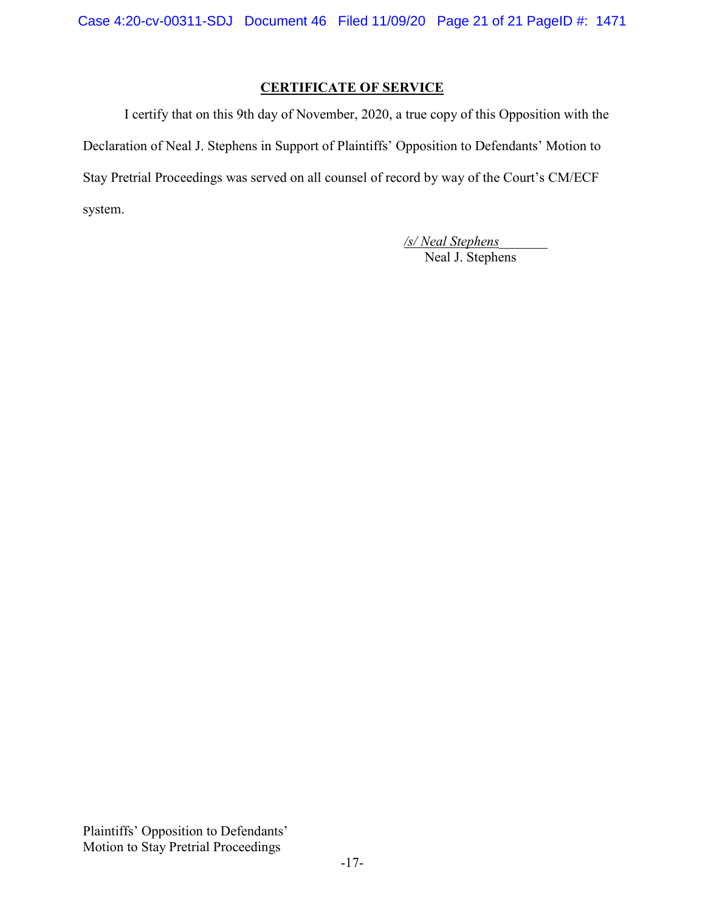## CERTIFICATE OF SERVICE

I certify that on this 9th day of November, 2020, a true copy of this Opposition with the Declaration of Neal J. Stephens in Support of Plaintiffs' Opposition to Defendants' Motion to Stay Pretrial Proceedings was served on all counsel of record by way of the Court's CM/ECF system.

/s/ Neal Stephens
Neal J. Stephens

Plaintiffs' Opposition to Defendants' Motion to Stay Pretrial Proceedings